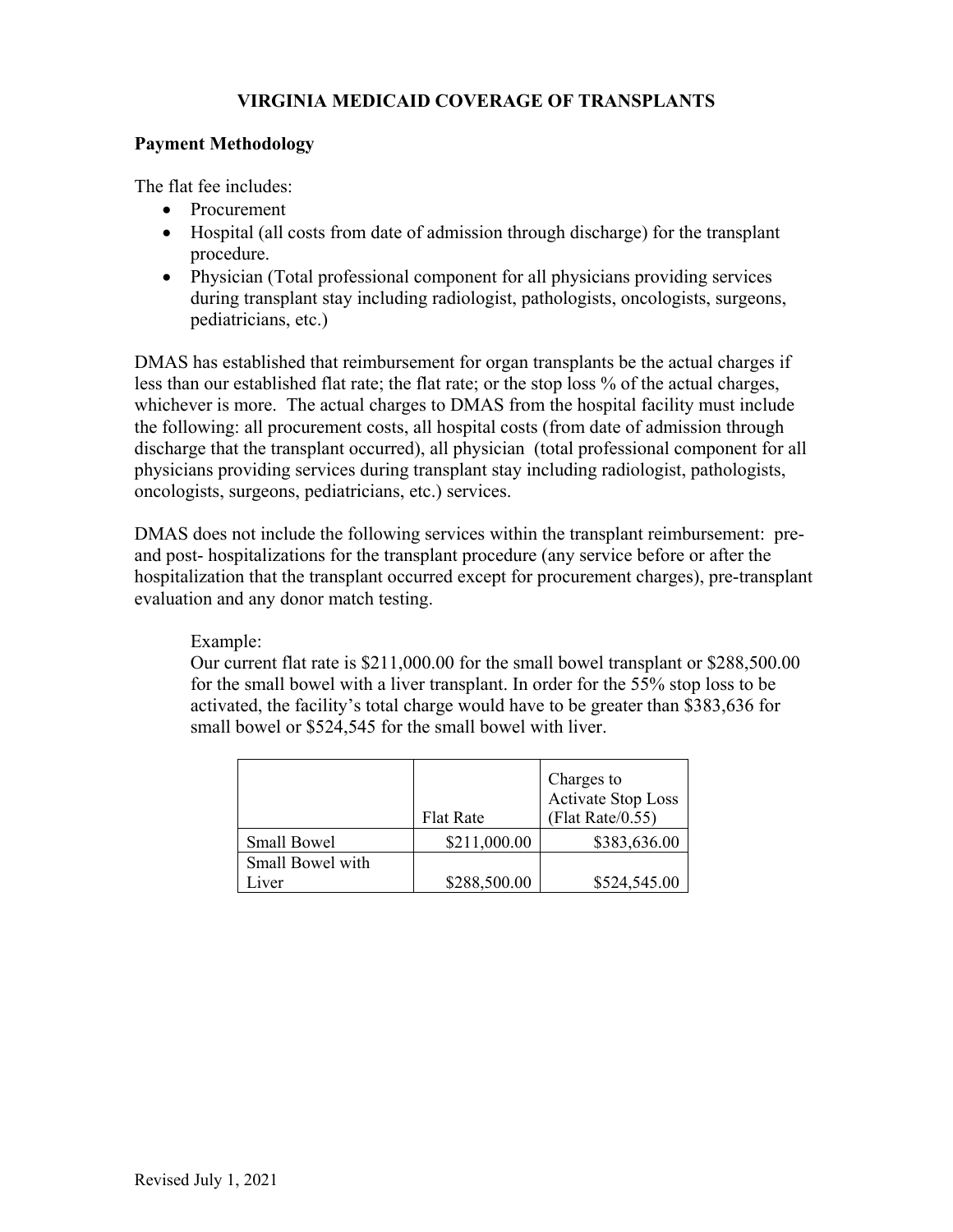# VIRGINIA MEDICAID COVERAGE OF TRANSPLANTS

## Payment Methodology

The flat fee includes:

- Procurement
- Hospital (all costs from date of admission through discharge) for the transplant procedure.
- Physician (Total professional component for all physicians providing services during transplant stay including radiologist, pathologists, oncologists, surgeons, pediatricians, etc.)

DMAS has established that reimbursement for organ transplants be the actual charges if less than our established flat rate; the flat rate; or the stop loss % of the actual charges, whichever is more. The actual charges to DMAS from the hospital facility must include the following: all procurement costs, all hospital costs (from date of admission through discharge that the transplant occurred), all physician (total professional component for all physicians providing services during transplant stay including radiologist, pathologists, oncologists, surgeons, pediatricians, etc.) services.

DMAS does not include the following services within the transplant reimbursement: pre- and post- hospitalizations for the transplant procedure (any service before or after the hospitalization that the transplant occurred except for procurement charges), pre-transplant evaluation and any donor match testing.

Example:
Our current flat rate is $211,000.00 for the small bowel transplant or $288,500.00 for the small bowel with a liver transplant. In order for the 55% stop loss to be activated, the facility's total charge would have to be greater than $383,636 for small bowel or $524,545 for the small bowel with liver.

| | Flat Rate | Charges to Activate Stop Loss (Flat Rate/0.55) |
|---|---:|---:|
| Small Bowel | $211,000.00 | $383,636.00 |
| Small Bowel with Liver | $288,500.00 | $524,545.00 |

Revised July 1, 2021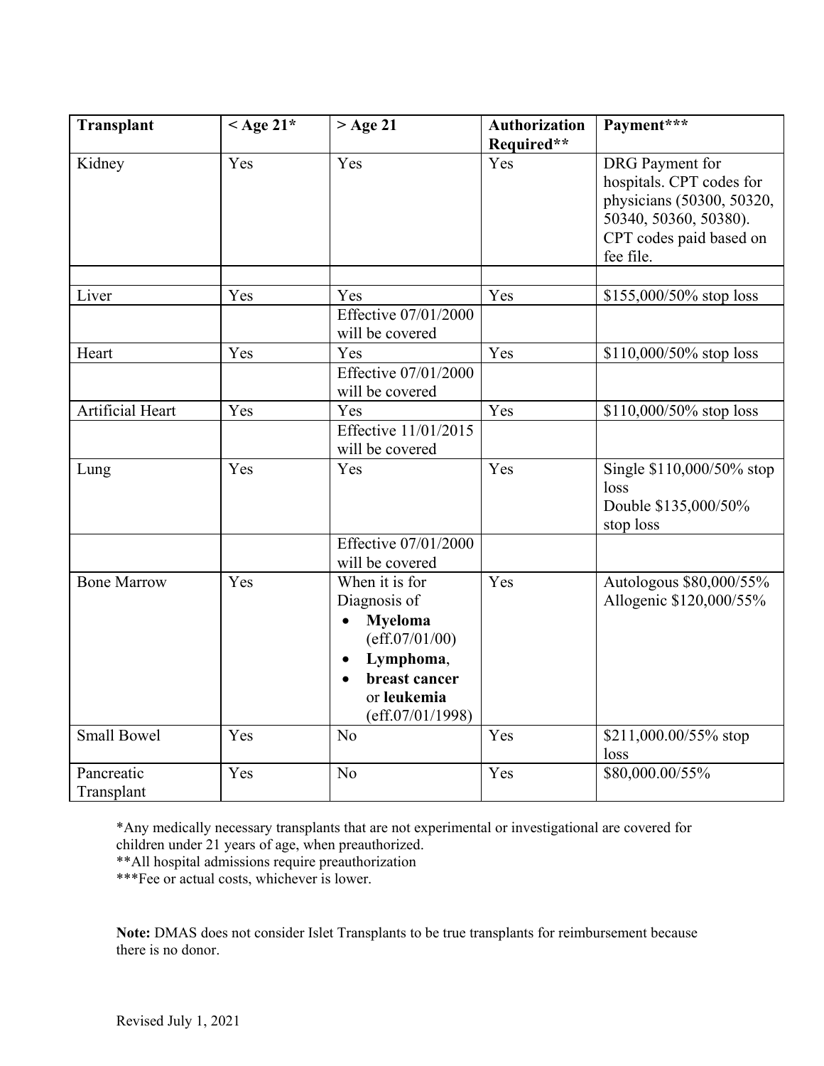| Transplant | < Age 21* | > Age 21 | Authorization Required** | Payment*** |
|---|---|---|---|---|
| Kidney | Yes | Yes | Yes | DRG Payment for hospitals. CPT codes for physicians (50300, 50320, 50340, 50360, 50380). CPT codes paid based on fee file. |
| | | | | |
| Liver | Yes | Yes | Yes | $155,000/50% stop loss |
| | | Effective 07/01/2000 will be covered | | |
| Heart | Yes | Yes | Yes | $110,000/50% stop loss |
| | | Effective 07/01/2000 will be covered | | |
| Artificial Heart | Yes | Yes | Yes | $110,000/50% stop loss |
| | | Effective 11/01/2015 will be covered | | |
| Lung | Yes | Yes | Yes | Single $110,000/50% stop loss<br>Double $135,000/50% stop loss |
| | | Effective 07/01/2000 will be covered | | |
| Bone Marrow | Yes | When it is for Diagnosis of<br>• **Myeloma** (eff.07/01/00)<br>• **Lymphoma**,<br>• **breast cancer** or **leukemia** (eff.07/01/1998) | Yes | Autologous $80,000/55%<br>Allogenic $120,000/55% |
| Small Bowel | Yes | No | Yes | $211,000.00/55% stop loss |
| Pancreatic Transplant | Yes | No | Yes | $80,000.00/55% |

*Any medically necessary transplants that are not experimental or investigational are covered for children under 21 years of age, when preauthorized.
**All hospital admissions require preauthorization
***Fee or actual costs, whichever is lower.

**Note:** DMAS does not consider Islet Transplants to be true transplants for reimbursement because there is no donor.

Revised July 1, 2021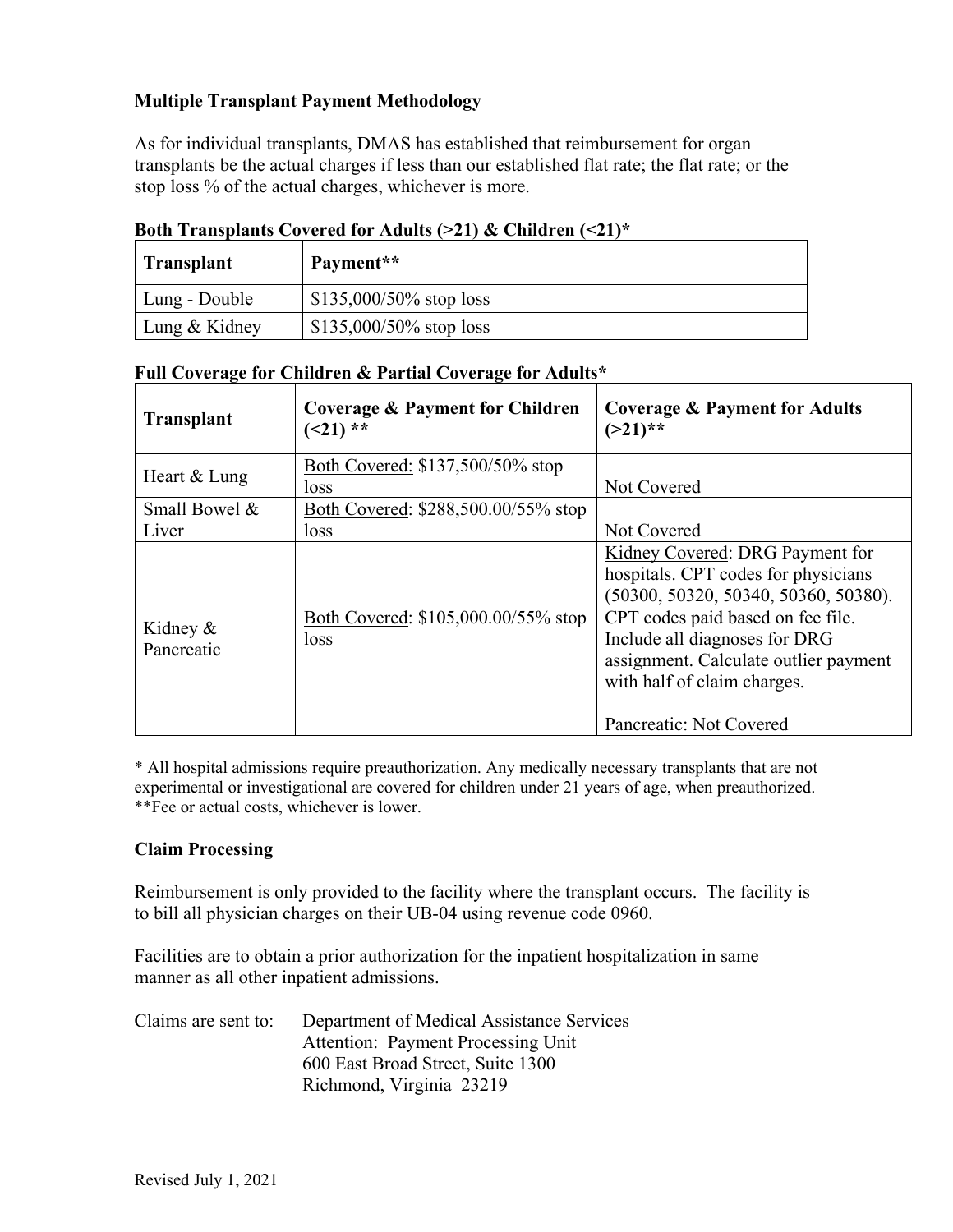## Multiple Transplant Payment Methodology

As for individual transplants, DMAS has established that reimbursement for organ transplants be the actual charges if less than our established flat rate; the flat rate; or the stop loss % of the actual charges, whichever is more.

**Both Transplants Covered for Adults (>21) & Children (<21)***

| Transplant | Payment** |
|---|---|
| Lung - Double | $135,000/50% stop loss |
| Lung & Kidney | $135,000/50% stop loss |

**Full Coverage for Children & Partial Coverage for Adults***

| Transplant | Coverage & Payment for Children (<21) ** | Coverage & Payment for Adults (>21)** |
|---|---|---|
| Heart & Lung | Both Covered: $137,500/50% stop loss | Not Covered |
| Small Bowel & Liver | Both Covered: $288,500.00/55% stop loss | Not Covered |
| Kidney & Pancreatic | Both Covered: $105,000.00/55% stop loss | Kidney Covered: DRG Payment for hospitals. CPT codes for physicians (50300, 50320, 50340, 50360, 50380). CPT codes paid based on fee file. Include all diagnoses for DRG assignment. Calculate outlier payment with half of claim charges.<br><br>Pancreatic: Not Covered |

\* All hospital admissions require preauthorization. Any medically necessary transplants that are not experimental or investigational are covered for children under 21 years of age, when preauthorized.
**Fee or actual costs, whichever is lower.

## Claim Processing

Reimbursement is only provided to the facility where the transplant occurs. The facility is to bill all physician charges on their UB-04 using revenue code 0960.

Facilities are to obtain a prior authorization for the inpatient hospitalization in same manner as all other inpatient admissions.

Claims are sent to: Department of Medical Assistance Services
Attention: Payment Processing Unit
600 East Broad Street, Suite 1300
Richmond, Virginia 23219

Revised July 1, 2021